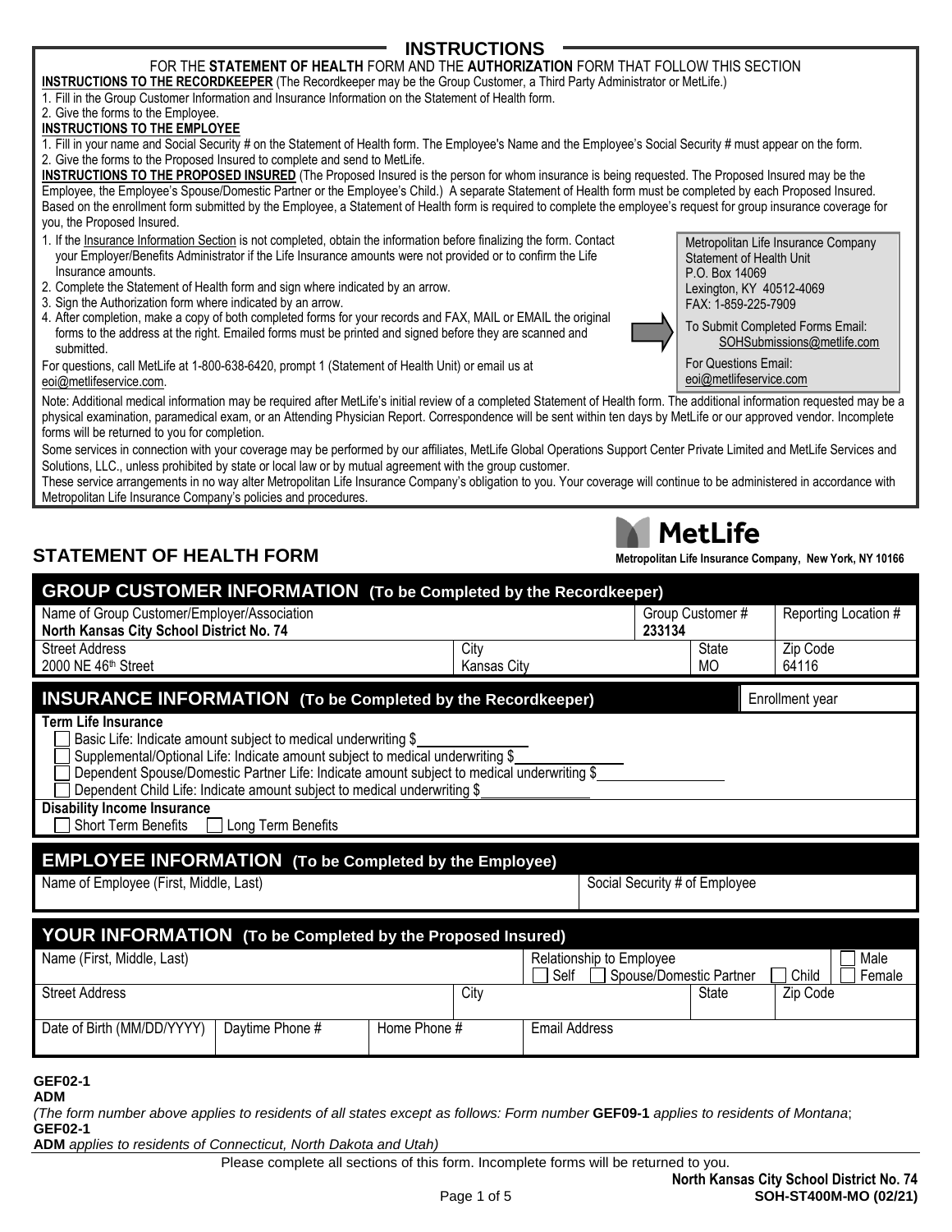# INSTRUCTIONS

FOR THE **STATEMENT OF HEALTH** FORM AND THE **AUTHORIZATION** FORM THAT FOLLOW THIS SECTION

**INSTRUCTIONS TO THE RECORDKEEPER** (The Recordkeeper may be the Group Customer, a Third Party Administrator or MetLife.)

1. Fill in the Group Customer Information and Insurance Information on the Statement of Health form.
2. Give the forms to the Employee.

**INSTRUCTIONS TO THE EMPLOYEE**

1. Fill in your name and Social Security # on the Statement of Health form. The Employee's Name and the Employee's Social Security # must appear on the form.
2. Give the forms to the Proposed Insured to complete and send to MetLife.

**INSTRUCTIONS TO THE PROPOSED INSURED** (The Proposed Insured is the person for whom insurance is being requested. The Proposed Insured may be the Employee, the Employee's Spouse/Domestic Partner or the Employee's Child.) A separate Statement of Health form must be completed by each Proposed Insured. Based on the enrollment form submitted by the Employee, a Statement of Health form is required to complete the employee's request for group insurance coverage for you, the Proposed Insured.

1. If the Insurance Information Section is not completed, obtain the information before finalizing the form. Contact your Employer/Benefits Administrator if the Life Insurance amounts were not provided or to confirm the Life Insurance amounts.
2. Complete the Statement of Health form and sign where indicated by an arrow.
3. Sign the Authorization form where indicated by an arrow.
4. After completion, make a copy of both completed forms for your records and FAX, MAIL or EMAIL the original forms to the address at the right. Emailed forms must be printed and signed before they are scanned and submitted.

For questions, call MetLife at 1-800-638-6420, prompt 1 (Statement of Health Unit) or email us at eoi@metlifeservice.com.

Metropolitan Life Insurance Company
Statement of Health Unit
P.O. Box 14069
Lexington, KY 40512-4069
FAX: 1-859-225-7909

To Submit Completed Forms Email: SOHSubmissions@metlife.com

For Questions Email: eoi@metlifeservice.com

Note: Additional medical information may be required after MetLife's initial review of a completed Statement of Health form. The additional information requested may be a physical examination, paramedical exam, or an Attending Physician Report. Correspondence will be sent within ten days by MetLife or our approved vendor. Incomplete forms will be returned to you for completion.

Some services in connection with your coverage may be performed by our affiliates, MetLife Global Operations Support Center Private Limited and MetLife Services and Solutions, LLC., unless prohibited by state or local law or by mutual agreement with the group customer.

These service arrangements in no way alter Metropolitan Life Insurance Company's obligation to you. Your coverage will continue to be administered in accordance with Metropolitan Life Insurance Company's policies and procedures.

# STATEMENT OF HEALTH FORM

MetLife
**Metropolitan Life Insurance Company, New York, NY 10166**

## GROUP CUSTOMER INFORMATION (To be Completed by the Recordkeeper)

| Name of Group Customer/Employer/Association | | Group Customer # | | Reporting Location # |
|---|---|---|---|---|
| **North Kansas City School District No. 74** | | **233134** | | |
| Street Address | City | | State | Zip Code |
| 2000 NE 46th Street | Kansas City | | MO | 64116 |

## INSURANCE INFORMATION (To be Completed by the Recordkeeper)

Enrollment year

**Term Life Insurance**

- ☐ Basic Life: Indicate amount subject to medical underwriting $______________
- ☐ Supplemental/Optional Life: Indicate amount subject to medical underwriting $______________
- ☐ Dependent Spouse/Domestic Partner Life: Indicate amount subject to medical underwriting $______________
- ☐ Dependent Child Life: Indicate amount subject to medical underwriting $______________

**Disability Income Insurance**

☐ Short Term Benefits ☐ Long Term Benefits

## EMPLOYEE INFORMATION (To be Completed by the Employee)

| Name of Employee (First, Middle, Last) | Social Security # of Employee |
|---|---|
| | |

## YOUR INFORMATION (To be Completed by the Proposed Insured)

| Name (First, Middle, Last) | | | Relationship to Employee ☐ Self ☐ Spouse/Domestic Partner ☐ Child | | ☐ Male ☐ Female |
|---|---|---|---|---|---|
| Street Address | | City | | State | Zip Code |
| Date of Birth (MM/DD/YYYY) | Daytime Phone # | Home Phone # | Email Address | | |

**GEF02-1**
**ADM**
*(The form number above applies to residents of all states except as follows: Form number* **GEF09-1** *applies to residents of Montana*; **GEF02-1**
**ADM** *applies to residents of Connecticut, North Dakota and Utah)*

Please complete all sections of this form. Incomplete forms will be returned to you.

**North Kansas City School District No. 74**
**SOH-ST400M-MO (02/21)**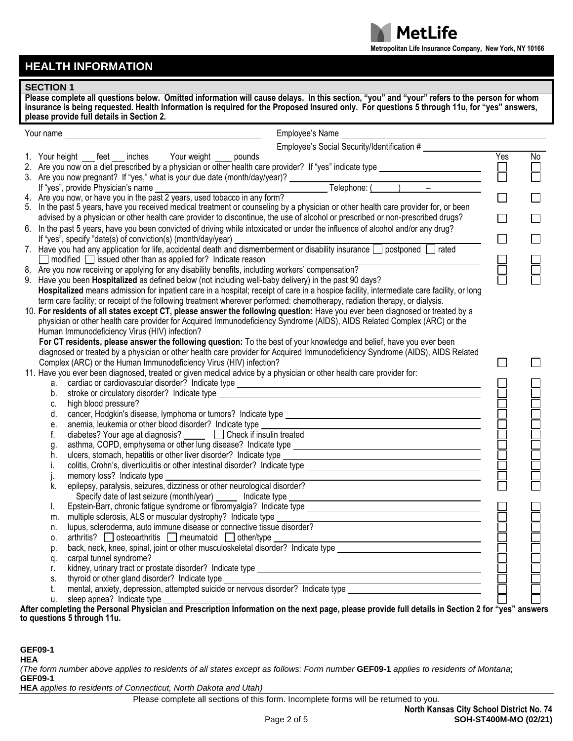MetLife

Metropolitan Life Insurance Company, New York, NY 10166

# HEALTH INFORMATION

## SECTION 1

**Please complete all questions below. Omitted information will cause delays. In this section, "you" and "your" refers to the person for whom insurance is being requested. Health Information is required for the Proposed Insured only. For questions 5 through 11u, for "yes" answers, please provide full details in Section 2.**

Your name ________________________ Employee's Name ________________________

Employee's Social Security/Identification # ________________________

| | Yes | No |
|---|---|---|
| 1. Your height ___ feet ___ inches Your weight ____ pounds | | |
| 2. Are you now on a diet prescribed by a physician or other health care provider? If "yes" indicate type ____________ | ☐ | ☐ |
| 3. Are you now pregnant? If "yes," what is your due date (month/day/year)? ____________ If "yes", provide Physician's name ____________ Telephone: ( ) – | ☐ | ☐ |
| 4. Are you now, or have you in the past 2 years, used tobacco in any form? | ☐ | ☐ |
| 5. In the past 5 years, have you received medical treatment or counseling by a physician or other health care provider for, or been advised by a physician or other health care provider to discontinue, the use of alcohol or prescribed or non-prescribed drugs? | ☐ | ☐ |
| 6. In the past 5 years, have you been convicted of driving while intoxicated or under the influence of alcohol and/or any drug? If "yes", specify "date(s) of conviction(s) (month/day/year) ____________ | ☐ | ☐ |
| 7. Have you had any application for life, accidental death and dismemberment or disability insurance ☐ postponed ☐ rated ☐ modified ☐ issued other than as applied for? Indicate reason ____________ | ☐ | ☐ |
| 8. Are you now receiving or applying for any disability benefits, including workers' compensation? | ☐ | ☐ |
| 9. Have you been **Hospitalized** as defined below (not including well-baby delivery) in the past 90 days? **Hospitalized** means admission for inpatient care in a hospital; receipt of care in a hospice facility, intermediate care facility, or long term care facility; or receipt of the following treatment wherever performed: chemotherapy, radiation therapy, or dialysis. | ☐ | ☐ |
| 10. **For residents of all states except CT, please answer the following question:** Have you ever been diagnosed or treated by a physician or other health care provider for Acquired Immunodeficiency Syndrome (AIDS), AIDS Related Complex (ARC) or the Human Immunodeficiency Virus (HIV) infection? **For CT residents, please answer the following question:** To the best of your knowledge and belief, have you ever been diagnosed or treated by a physician or other health care provider for Acquired Immunodeficiency Syndrome (AIDS), AIDS Related Complex (ARC) or the Human Immunodeficiency Virus (HIV) infection? | ☐ | ☐ |
| 11. Have you ever been diagnosed, treated or given medical advice by a physician or other health care provider for: | | |
| a. cardiac or cardiovascular disorder? Indicate type ____________ | ☐ | ☐ |
| b. stroke or circulatory disorder? Indicate type ____________ | ☐ | ☐ |
| c. high blood pressure? | ☐ | ☐ |
| d. cancer, Hodgkin's disease, lymphoma or tumors? Indicate type ____________ | ☐ | ☐ |
| e. anemia, leukemia or other blood disorder? Indicate type ____________ | ☐ | ☐ |
| f. diabetes? Your age at diagnosis? _____ ☐ Check if insulin treated | ☐ | ☐ |
| g. asthma, COPD, emphysema or other lung disease? Indicate type ____________ | ☐ | ☐ |
| h. ulcers, stomach, hepatitis or other liver disorder? Indicate type ____________ | ☐ | ☐ |
| i. colitis, Crohn's, diverticulitis or other intestinal disorder? Indicate type ____________ | ☐ | ☐ |
| j. memory loss? Indicate type ____________ | ☐ | ☐ |
| k. epilepsy, paralysis, seizures, dizziness or other neurological disorder? Specify date of last seizure (month/year) _____ Indicate type ____________ | ☐ | ☐ |
| l. Epstein-Barr, chronic fatigue syndrome or fibromyalgia? Indicate type ____________ | ☐ | ☐ |
| m. multiple sclerosis, ALS or muscular dystrophy? Indicate type ____________ | ☐ | ☐ |
| n. lupus, scleroderma, auto immune disease or connective tissue disorder? | ☐ | ☐ |
| o. arthritis? ☐ osteoarthritis ☐ rheumatoid ☐ other/type ____________ | ☐ | ☐ |
| p. back, neck, knee, spinal, joint or other musculoskeletal disorder? Indicate type ____________ | ☐ | ☐ |
| q. carpal tunnel syndrome? | ☐ | ☐ |
| r. kidney, urinary tract or prostate disorder? Indicate type ____________ | ☐ | ☐ |
| s. thyroid or other gland disorder? Indicate type ____________ | ☐ | ☐ |
| t. mental, anxiety, depression, attempted suicide or nervous disorder? Indicate type ____________ | ☐ | ☐ |
| u. sleep apnea? Indicate type ____________ | ☐ | ☐ |

**After completing the Personal Physician and Prescription Information on the next page, please provide full details in Section 2 for "yes" answers to questions 5 through 11u.**

**GEF09-1**
**HEA**
*(The form number above applies to residents of all states except as follows: Form number* **GEF09-1** *applies to residents of Montana*;
**GEF09-1**
**HEA** *applies to residents of Connecticut, North Dakota and Utah)*

Please complete all sections of this form. Incomplete forms will be returned to you.

**North Kansas City School District No. 74**
**SOH-ST400M-MO (02/21)**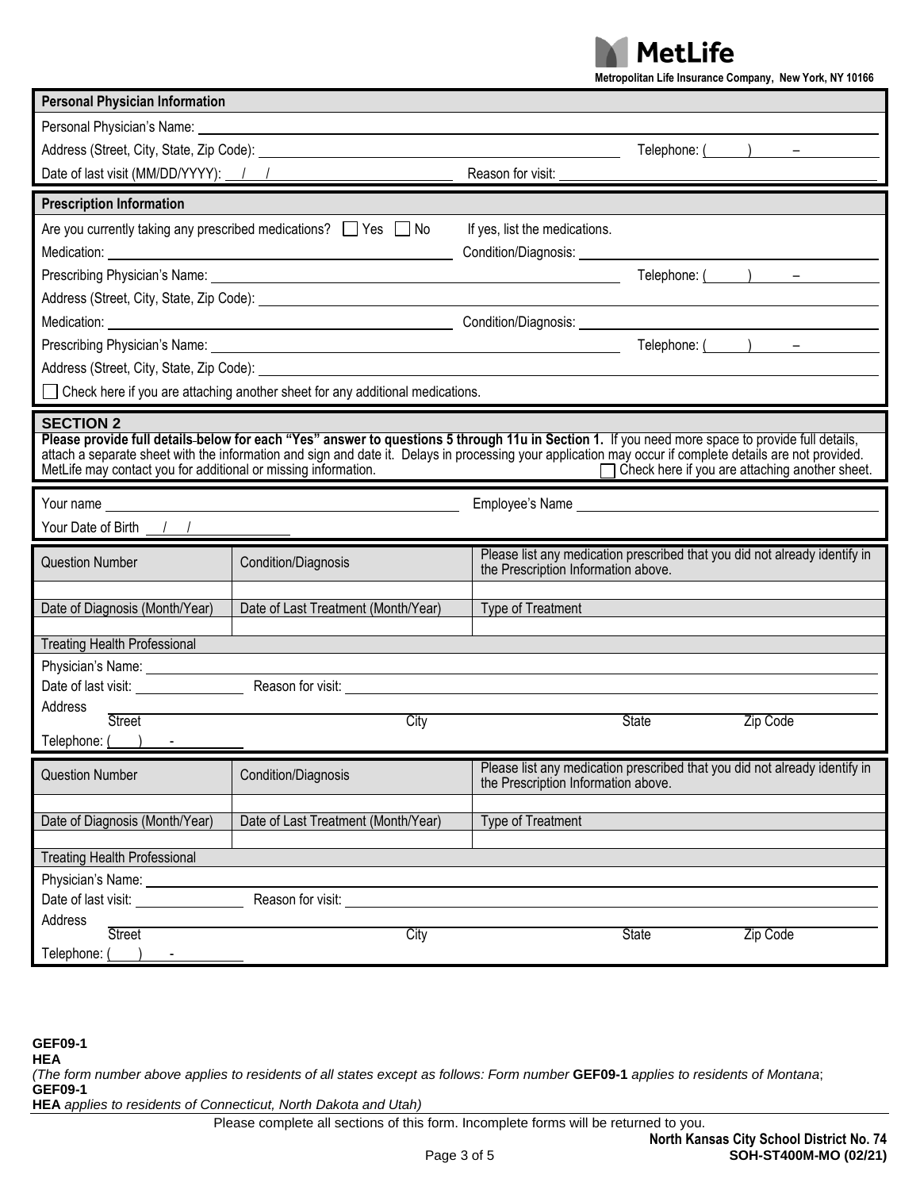**MetLife**

**Metropolitan Life Insurance Company, New York, NY 10166**

## Personal Physician Information

Personal Physician's Name: ______________________________

Address (Street, City, State, Zip Code): ______________________________ Telephone: (     ) ____ – ______

Date of last visit (MM/DD/YYYY): ___/___/______ Reason for visit: ______________________________

## Prescription Information

Are you currently taking any prescribed medications? ☐ Yes ☐ No If yes, list the medications.

Medication: ______________________________ Condition/Diagnosis: ______________________________

Prescribing Physician's Name: ______________________________ Telephone: (     ) ____ – ______

Address (Street, City, State, Zip Code): ______________________________

Medication: ______________________________ Condition/Diagnosis: ______________________________

Prescribing Physician's Name: ______________________________ Telephone: (     ) ____ – ______

Address (Street, City, State, Zip Code): ______________________________

☐ Check here if you are attaching another sheet for any additional medications.

## SECTION 2

**Please provide full details below for each "Yes" answer to questions 5 through 11u in Section 1.** If you need more space to provide full details, attach a separate sheet with the information and sign and date it. Delays in processing your application may occur if complete details are not provided. MetLife may contact you for additional or missing information. ☐ Check here if you are attaching another sheet.

Your name ______________________________ Employee's Name ______________________________

Your Date of Birth ___/___/______

| Question Number | Condition/Diagnosis | Please list any medication prescribed that you did not already identify in the Prescription Information above. |
|---|---|---|
| | | |
| Date of Diagnosis (Month/Year) | Date of Last Treatment (Month/Year) | Type of Treatment |
| | | |

Treating Health Professional

Physician's Name: ______________________________

Date of last visit: ____________ Reason for visit: ______________________________

Address ______________________________
Street City State Zip Code

Telephone: (     ) ____ - ______

| Question Number | Condition/Diagnosis | Please list any medication prescribed that you did not already identify in the Prescription Information above. |
|---|---|---|
| | | |
| Date of Diagnosis (Month/Year) | Date of Last Treatment (Month/Year) | Type of Treatment |
| | | |

Treating Health Professional

Physician's Name: ______________________________

Date of last visit: ____________ Reason for visit: ______________________________

Address ______________________________
Street City State Zip Code

Telephone: (     ) ____ - ______

**GEF09-1**
**HEA**
*(The form number above applies to residents of all states except as follows: Form number* **GEF09-1** *applies to residents of Montana*;
**GEF09-1**
**HEA** *applies to residents of Connecticut, North Dakota and Utah)*

Please complete all sections of this form. Incomplete forms will be returned to you.

**North Kansas City School District No. 74**
**SOH-ST400M-MO (02/21)**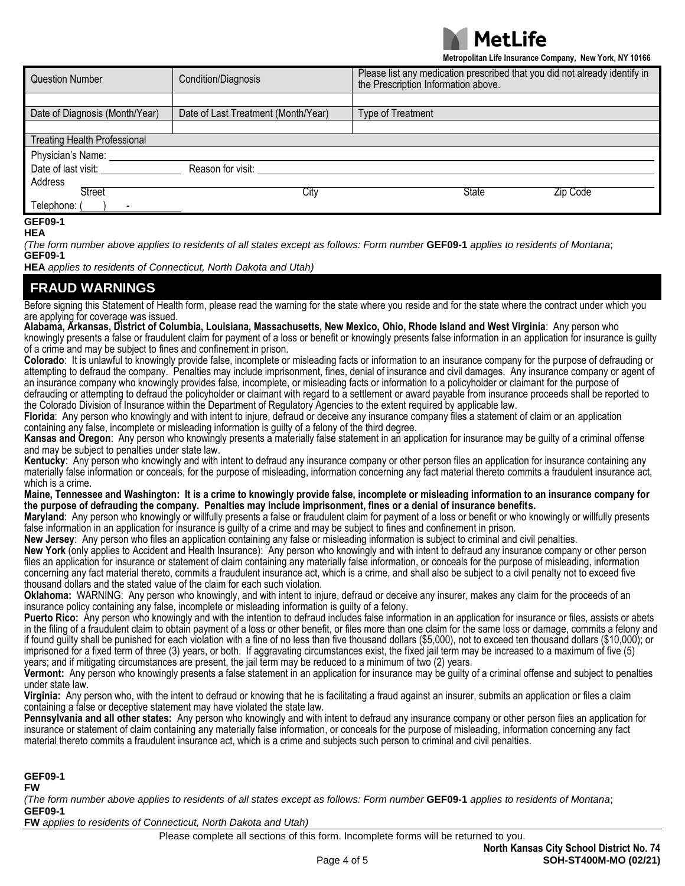**MetLife**

**Metropolitan Life Insurance Company, New York, NY 10166**

| Question Number | Condition/Diagnosis | Please list any medication prescribed that you did not already identify in the Prescription Information above. |
| --- | --- | --- |
| | | |
| **Date of Diagnosis (Month/Year)** | **Date of Last Treatment (Month/Year)** | **Type of Treatment** |
| | | |
| **Treating Health Professional** | | |
| Physician's Name: | | |
| Date of last visit: | Reason for visit: | |
| Address<br>Street | City | State &nbsp;&nbsp;&nbsp; Zip Code |
| Telephone: ( ) - | | |

**GEF09-1**
**HEA**

*(The form number above applies to residents of all states except as follows: Form number* **GEF09-1** *applies to residents of Montana*;
**GEF09-1**
**HEA** *applies to residents of Connecticut, North Dakota and Utah)*

## FRAUD WARNINGS

Before signing this Statement of Health form, please read the warning for the state where you reside and for the state where the contract under which you are applying for coverage was issued.

**Alabama, Arkansas, District of Columbia, Louisiana, Massachusetts, New Mexico, Ohio, Rhode Island and West Virginia**: Any person who knowingly presents a false or fraudulent claim for payment of a loss or benefit or knowingly presents false information in an application for insurance is guilty of a crime and may be subject to fines and confinement in prison.

**Colorado**: It is unlawful to knowingly provide false, incomplete or misleading facts or information to an insurance company for the purpose of defrauding or attempting to defraud the company. Penalties may include imprisonment, fines, denial of insurance and civil damages. Any insurance company or agent of an insurance company who knowingly provides false, incomplete, or misleading facts or information to a policyholder or claimant for the purpose of defrauding or attempting to defraud the policyholder or claimant with regard to a settlement or award payable from insurance proceeds shall be reported to the Colorado Division of Insurance within the Department of Regulatory Agencies to the extent required by applicable law.

**Florida**: Any person who knowingly and with intent to injure, defraud or deceive any insurance company files a statement of claim or an application containing any false, incomplete or misleading information is guilty of a felony of the third degree.

**Kansas and Oregon**: Any person who knowingly presents a materially false statement in an application for insurance may be guilty of a criminal offense and may be subject to penalties under state law.

**Kentucky**: Any person who knowingly and with intent to defraud any insurance company or other person files an application for insurance containing any materially false information or conceals, for the purpose of misleading, information concerning any fact material thereto commits a fraudulent insurance act, which is a crime.

**Maine, Tennessee and Washington: It is a crime to knowingly provide false, incomplete or misleading information to an insurance company for the purpose of defrauding the company. Penalties may include imprisonment, fines or a denial of insurance benefits.**

**Maryland**: Any person who knowingly or willfully presents a false or fraudulent claim for payment of a loss or benefit or who knowingly or willfully presents false information in an application for insurance is guilty of a crime and may be subject to fines and confinement in prison.

**New Jersey**: Any person who files an application containing any false or misleading information is subject to criminal and civil penalties.

**New York** (only applies to Accident and Health Insurance): Any person who knowingly and with intent to defraud any insurance company or other person files an application for insurance or statement of claim containing any materially false information, or conceals for the purpose of misleading, information concerning any fact material thereto, commits a fraudulent insurance act, which is a crime, and shall also be subject to a civil penalty not to exceed five thousand dollars and the stated value of the claim for each such violation.

**Oklahoma:** WARNING: Any person who knowingly, and with intent to injure, defraud or deceive any insurer, makes any claim for the proceeds of an insurance policy containing any false, incomplete or misleading information is guilty of a felony.

**Puerto Rico:** Any person who knowingly and with the intention to defraud includes false information in an application for insurance or files, assists or abets in the filing of a fraudulent claim to obtain payment of a loss or other benefit, or files more than one claim for the same loss or damage, commits a felony and if found guilty shall be punished for each violation with a fine of no less than five thousand dollars ($5,000), not to exceed ten thousand dollars ($10,000); or imprisoned for a fixed term of three (3) years, or both. If aggravating circumstances exist, the fixed jail term may be increased to a maximum of five (5) years; and if mitigating circumstances are present, the jail term may be reduced to a minimum of two (2) years.

**Vermont:** Any person who knowingly presents a false statement in an application for insurance may be guilty of a criminal offense and subject to penalties under state law.

**Virginia:** Any person who, with the intent to defraud or knowing that he is facilitating a fraud against an insurer, submits an application or files a claim containing a false or deceptive statement may have violated the state law.

**Pennsylvania and all other states:** Any person who knowingly and with intent to defraud any insurance company or other person files an application for insurance or statement of claim containing any materially false information, or conceals for the purpose of misleading, information concerning any fact material thereto commits a fraudulent insurance act, which is a crime and subjects such person to criminal and civil penalties.

**GEF09-1**
**FW**

*(The form number above applies to residents of all states except as follows: Form number* **GEF09-1** *applies to residents of Montana*;
**GEF09-1**
**FW** *applies to residents of Connecticut, North Dakota and Utah)*

Please complete all sections of this form. Incomplete forms will be returned to you.

**North Kansas City School District No. 74**
**SOH-ST400M-MO (02/21)**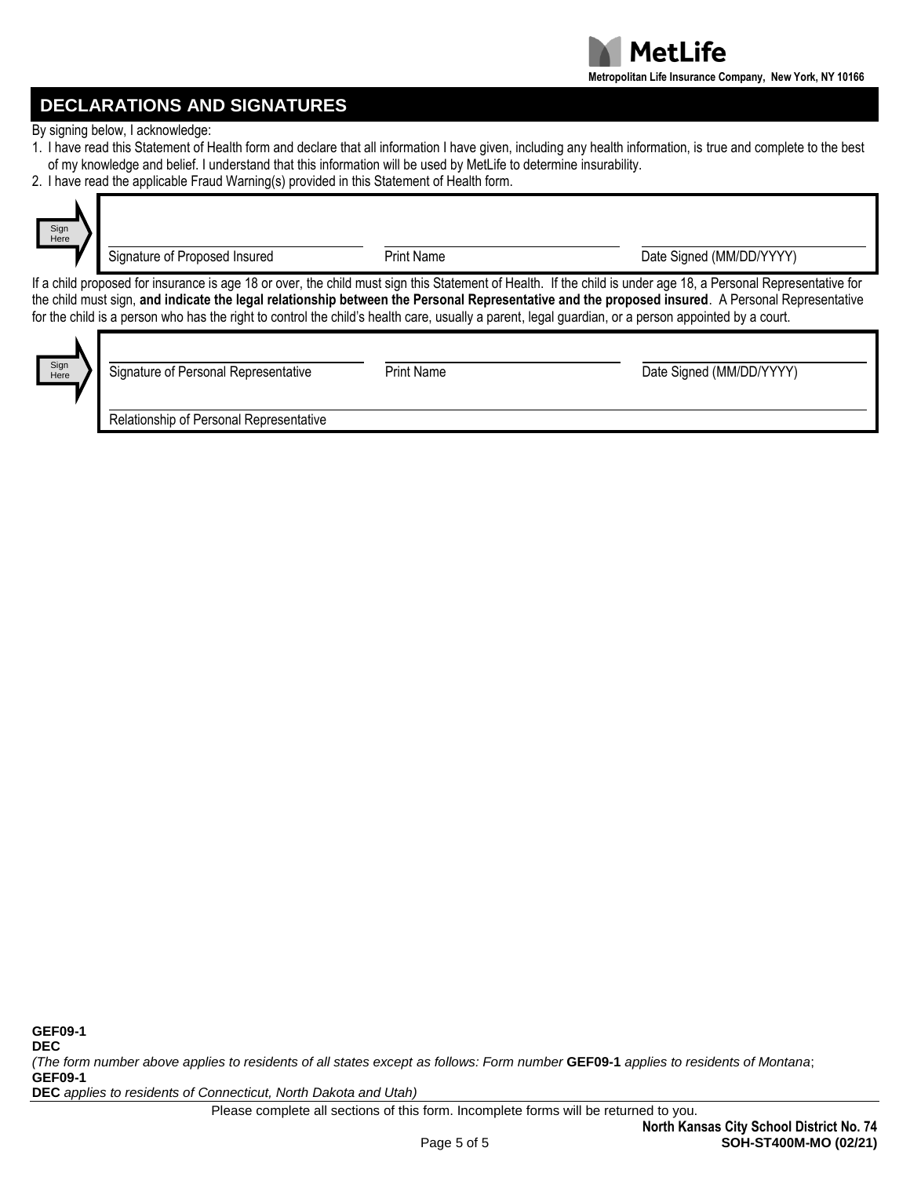MetLife

Metropolitan Life Insurance Company, New York, NY 10166

## DECLARATIONS AND SIGNATURES

By signing below, I acknowledge:

1. I have read this Statement of Health form and declare that all information I have given, including any health information, is true and complete to the best of my knowledge and belief. I understand that this information will be used by MetLife to determine insurability.
2. I have read the applicable Fraud Warning(s) provided in this Statement of Health form.

Sign Here

| Signature of Proposed Insured | Print Name | Date Signed (MM/DD/YYYY) |
|---|---|---|
| | | |

If a child proposed for insurance is age 18 or over, the child must sign this Statement of Health. If the child is under age 18, a Personal Representative for the child must sign, **and indicate the legal relationship between the Personal Representative and the proposed insured**. A Personal Representative for the child is a person who has the right to control the child's health care, usually a parent, legal guardian, or a person appointed by a court.

Sign Here

| Signature of Personal Representative | Print Name | Date Signed (MM/DD/YYYY) |
|---|---|---|
| | | |

Relationship of Personal Representative

**GEF09-1**
**DEC**
*(The form number above applies to residents of all states except as follows: Form number* **GEF09-1** *applies to residents of Montana*;
**GEF09-1**
**DEC** *applies to residents of Connecticut, North Dakota and Utah)*

Please complete all sections of this form. Incomplete forms will be returned to you.

**North Kansas City School District No. 74**
**SOH-ST400M-MO (02/21)**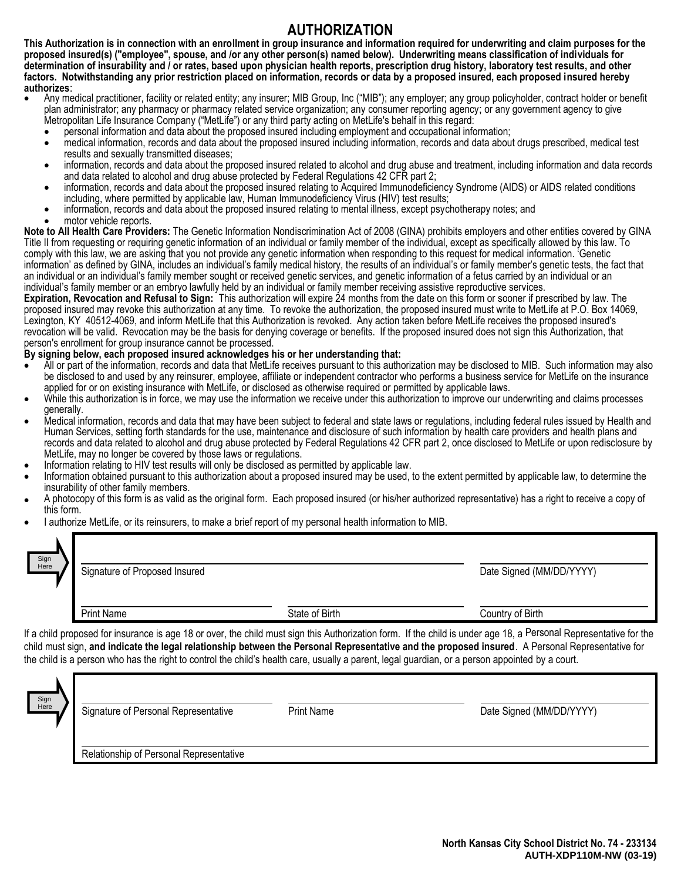# AUTHORIZATION

**This Authorization is in connection with an enrollment in group insurance and information required for underwriting and claim purposes for the proposed insured(s) ("employee", spouse, and /or any other person(s) named below). Underwriting means classification of individuals for determination of insurability and / or rates, based upon physician health reports, prescription drug history, laboratory test results, and other factors. Notwithstanding any prior restriction placed on information, records or data by a proposed insured, each proposed insured hereby authorizes**:

- Any medical practitioner, facility or related entity; any insurer; MIB Group, Inc ("MIB"); any employer; any group policyholder, contract holder or benefit plan administrator; any pharmacy or pharmacy related service organization; any consumer reporting agency; or any government agency to give Metropolitan Life Insurance Company ("MetLife") or any third party acting on MetLife's behalf in this regard:
  - personal information and data about the proposed insured including employment and occupational information;
  - medical information, records and data about the proposed insured including information, records and data about drugs prescribed, medical test results and sexually transmitted diseases;
  - information, records and data about the proposed insured related to alcohol and drug abuse and treatment, including information and data records and data related to alcohol and drug abuse protected by Federal Regulations 42 CFR part 2;
  - information, records and data about the proposed insured relating to Acquired Immunodeficiency Syndrome (AIDS) or AIDS related conditions including, where permitted by applicable law, Human Immunodeficiency Virus (HIV) test results;
  - information, records and data about the proposed insured relating to mental illness, except psychotherapy notes; and
  - motor vehicle reports.

**Note to All Health Care Providers:** The Genetic Information Nondiscrimination Act of 2008 (GINA) prohibits employers and other entities covered by GINA Title II from requesting or requiring genetic information of an individual or family member of the individual, except as specifically allowed by this law. To comply with this law, we are asking that you not provide any genetic information when responding to this request for medical information. 'Genetic information' as defined by GINA, includes an individual's family medical history, the results of an individual's or family member's genetic tests, the fact that an individual or an individual's family member sought or received genetic services, and genetic information of a fetus carried by an individual or an individual's family member or an embryo lawfully held by an individual or family member receiving assistive reproductive services.

**Expiration, Revocation and Refusal to Sign:** This authorization will expire 24 months from the date on this form or sooner if prescribed by law. The proposed insured may revoke this authorization at any time. To revoke the authorization, the proposed insured must write to MetLife at P.O. Box 14069, Lexington, KY 40512-4069, and inform MetLife that this Authorization is revoked. Any action taken before MetLife receives the proposed insured's revocation will be valid. Revocation may be the basis for denying coverage or benefits. If the proposed insured does not sign this Authorization, that person's enrollment for group insurance cannot be processed.

**By signing below, each proposed insured acknowledges his or her understanding that:**

- All or part of the information, records and data that MetLife receives pursuant to this authorization may be disclosed to MIB. Such information may also be disclosed to and used by any reinsurer, employee, affiliate or independent contractor who performs a business service for MetLife on the insurance applied for or on existing insurance with MetLife, or disclosed as otherwise required or permitted by applicable laws.
- While this authorization is in force, we may use the information we receive under this authorization to improve our underwriting and claims processes generally.
- Medical information, records and data that may have been subject to federal and state laws or regulations, including federal rules issued by Health and Human Services, setting forth standards for the use, maintenance and disclosure of such information by health care providers and health plans and records and data related to alcohol and drug abuse protected by Federal Regulations 42 CFR part 2, once disclosed to MetLife or upon redisclosure by MetLife, may no longer be covered by those laws or regulations.
- Information relating to HIV test results will only be disclosed as permitted by applicable law.
- Information obtained pursuant to this authorization about a proposed insured may be used, to the extent permitted by applicable law, to determine the insurability of other family members.
- A photocopy of this form is as valid as the original form. Each proposed insured (or his/her authorized representative) has a right to receive a copy of this form.
- I authorize MetLife, or its reinsurers, to make a brief report of my personal health information to MIB.

Sign Here

Signature of Proposed Insured ______________________ Date Signed (MM/DD/YYYY) ______________________

Print Name ______________________ State of Birth ______________________ Country of Birth ______________________

If a child proposed for insurance is age 18 or over, the child must sign this Authorization form. If the child is under age 18, a Personal Representative for the child must sign, **and indicate the legal relationship between the Personal Representative and the proposed insured**. A Personal Representative for the child is a person who has the right to control the child's health care, usually a parent, legal guardian, or a person appointed by a court.

Sign Here

Signature of Personal Representative ______________________ Print Name ______________________ Date Signed (MM/DD/YYYY) ______________________

Relationship of Personal Representative ______________________

**North Kansas City School District No. 74 - 233134**
**AUTH-XDP110M-NW (03-19)**